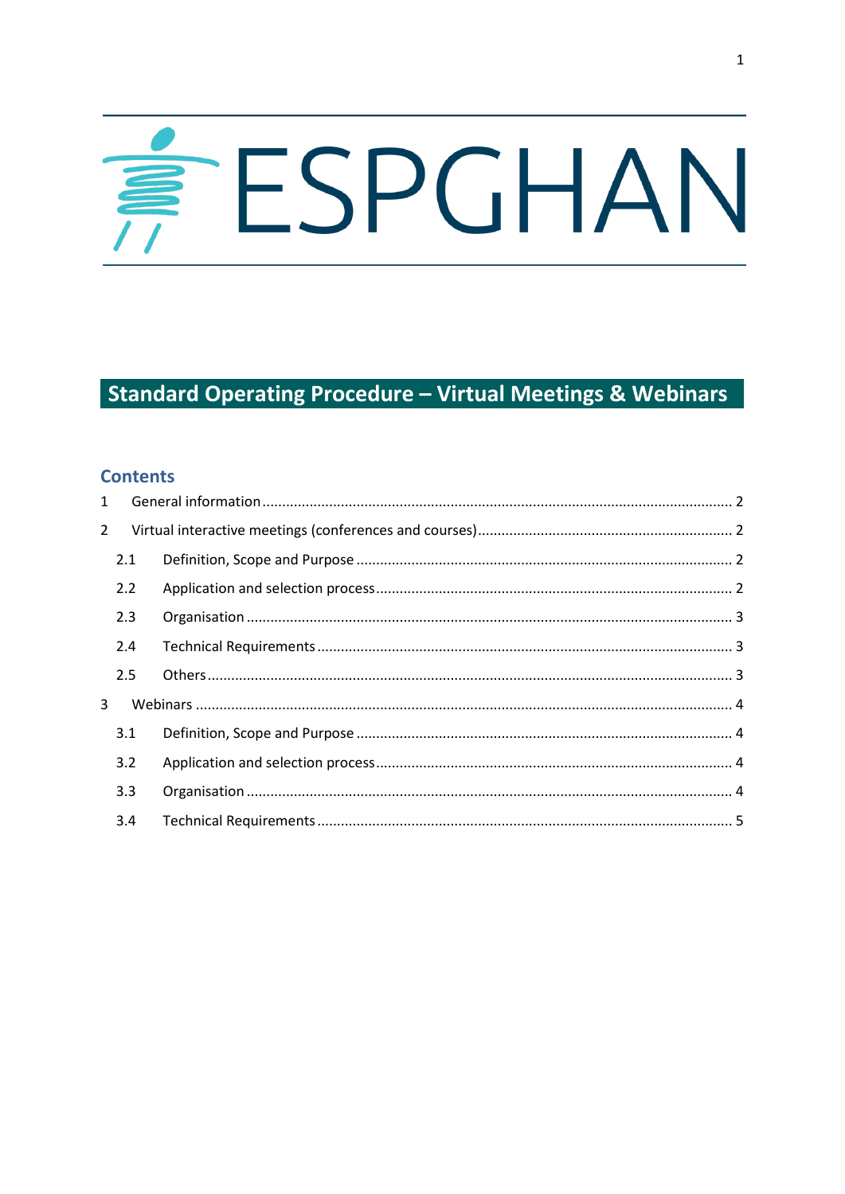# ESPGHAN

## Standard Operating Procedure – Virtual Meetings & Webinars

### Contents

1 General information ..... 2

2 Virtual interactive meetings (conferences and courses) ..... 2

- 2.1 Definition, Scope and Purpose ..... 2
- 2.2 Application and selection process ..... 2
- 2.3 Organisation ..... 3
- 2.4 Technical Requirements ..... 3
- 2.5 Others ..... 3

3 Webinars ..... 4

- 3.1 Definition, Scope and Purpose ..... 4
- 3.2 Application and selection process ..... 4
- 3.3 Organisation ..... 4
- 3.4 Technical Requirements ..... 5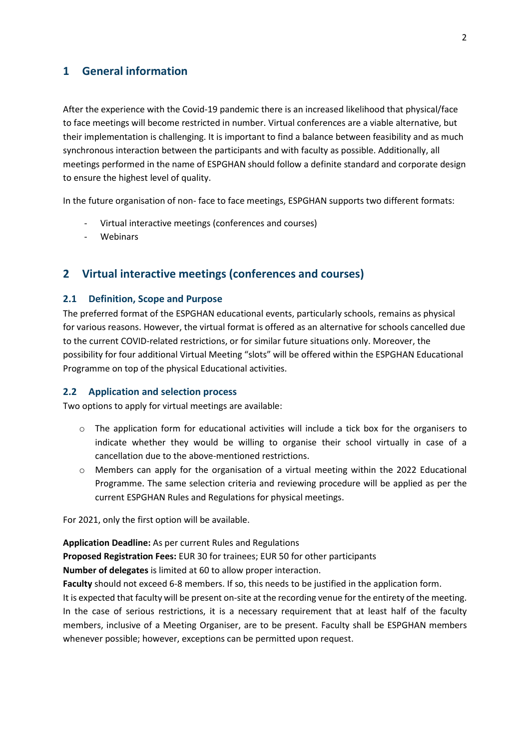# 1 General information

After the experience with the Covid-19 pandemic there is an increased likelihood that physical/face to face meetings will become restricted in number. Virtual conferences are a viable alternative, but their implementation is challenging. It is important to find a balance between feasibility and as much synchronous interaction between the participants and with faculty as possible. Additionally, all meetings performed in the name of ESPGHAN should follow a definite standard and corporate design to ensure the highest level of quality.

In the future organisation of non- face to face meetings, ESPGHAN supports two different formats:

- Virtual interactive meetings (conferences and courses)
- Webinars

# 2 Virtual interactive meetings (conferences and courses)

## 2.1 Definition, Scope and Purpose

The preferred format of the ESPGHAN educational events, particularly schools, remains as physical for various reasons. However, the virtual format is offered as an alternative for schools cancelled due to the current COVID-related restrictions, or for similar future situations only. Moreover, the possibility for four additional Virtual Meeting "slots" will be offered within the ESPGHAN Educational Programme on top of the physical Educational activities.

## 2.2 Application and selection process

Two options to apply for virtual meetings are available:

- The application form for educational activities will include a tick box for the organisers to indicate whether they would be willing to organise their school virtually in case of a cancellation due to the above-mentioned restrictions.
- Members can apply for the organisation of a virtual meeting within the 2022 Educational Programme. The same selection criteria and reviewing procedure will be applied as per the current ESPGHAN Rules and Regulations for physical meetings.

For 2021, only the first option will be available.

**Application Deadline:** As per current Rules and Regulations
**Proposed Registration Fees:** EUR 30 for trainees; EUR 50 for other participants
**Number of delegates** is limited at 60 to allow proper interaction.
**Faculty** should not exceed 6-8 members. If so, this needs to be justified in the application form.
It is expected that faculty will be present on-site at the recording venue for the entirety of the meeting. In the case of serious restrictions, it is a necessary requirement that at least half of the faculty members, inclusive of a Meeting Organiser, are to be present. Faculty shall be ESPGHAN members whenever possible; however, exceptions can be permitted upon request.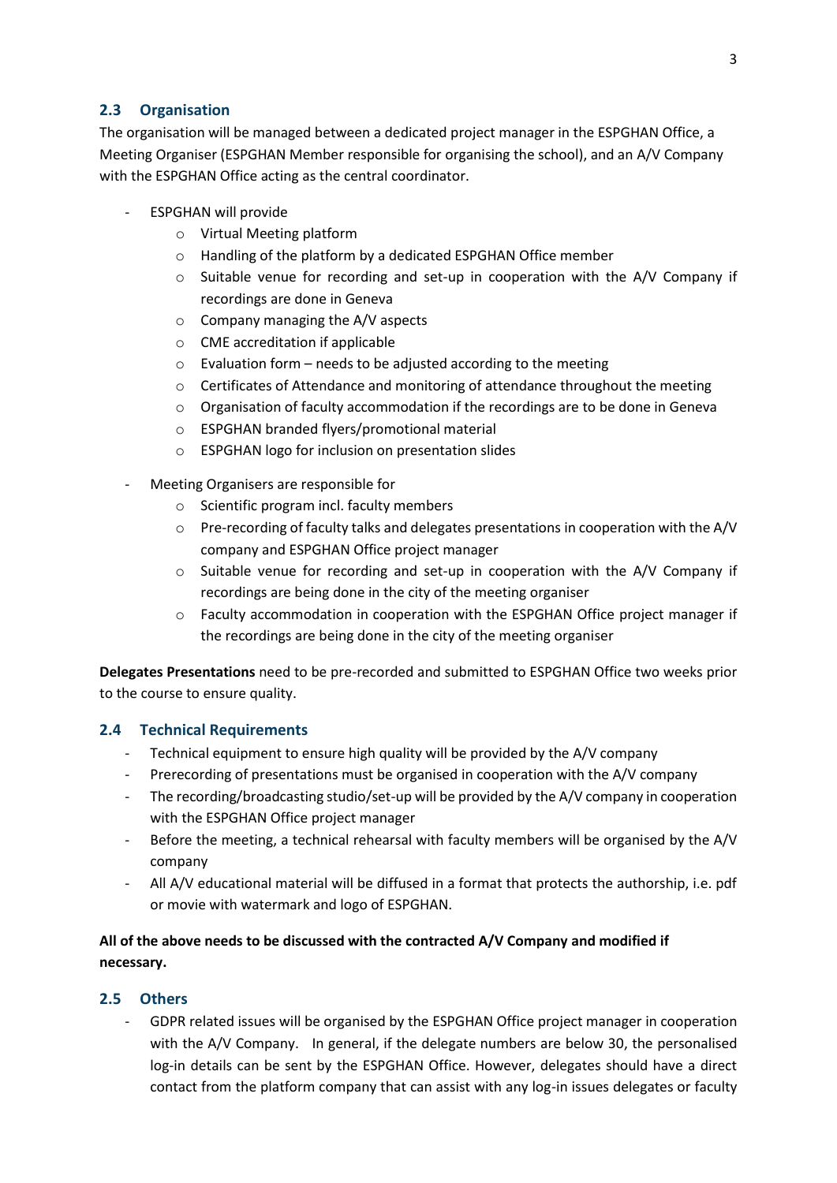## 2.3 Organisation

The organisation will be managed between a dedicated project manager in the ESPGHAN Office, a Meeting Organiser (ESPGHAN Member responsible for organising the school), and an A/V Company with the ESPGHAN Office acting as the central coordinator.

- ESPGHAN will provide
    - Virtual Meeting platform
    - Handling of the platform by a dedicated ESPGHAN Office member
    - Suitable venue for recording and set-up in cooperation with the A/V Company if recordings are done in Geneva
    - Company managing the A/V aspects
    - CME accreditation if applicable
    - Evaluation form – needs to be adjusted according to the meeting
    - Certificates of Attendance and monitoring of attendance throughout the meeting
    - Organisation of faculty accommodation if the recordings are to be done in Geneva
    - ESPGHAN branded flyers/promotional material
    - ESPGHAN logo for inclusion on presentation slides
- Meeting Organisers are responsible for
    - Scientific program incl. faculty members
    - Pre-recording of faculty talks and delegates presentations in cooperation with the A/V company and ESPGHAN Office project manager
    - Suitable venue for recording and set-up in cooperation with the A/V Company if recordings are being done in the city of the meeting organiser
    - Faculty accommodation in cooperation with the ESPGHAN Office project manager if the recordings are being done in the city of the meeting organiser

**Delegates Presentations** need to be pre-recorded and submitted to ESPGHAN Office two weeks prior to the course to ensure quality.

## 2.4 Technical Requirements

- Technical equipment to ensure high quality will be provided by the A/V company
- Prerecording of presentations must be organised in cooperation with the A/V company
- The recording/broadcasting studio/set-up will be provided by the A/V company in cooperation with the ESPGHAN Office project manager
- Before the meeting, a technical rehearsal with faculty members will be organised by the A/V company
- All A/V educational material will be diffused in a format that protects the authorship, i.e. pdf or movie with watermark and logo of ESPGHAN.

**All of the above needs to be discussed with the contracted A/V Company and modified if necessary.**

## 2.5 Others

- GDPR related issues will be organised by the ESPGHAN Office project manager in cooperation with the A/V Company. In general, if the delegate numbers are below 30, the personalised log-in details can be sent by the ESPGHAN Office. However, delegates should have a direct contact from the platform company that can assist with any log-in issues delegates or faculty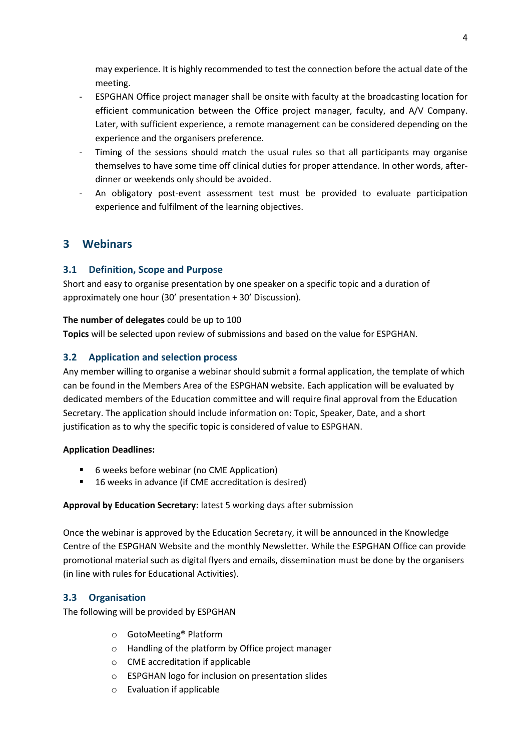may experience. It is highly recommended to test the connection before the actual date of the meeting.

- ESPGHAN Office project manager shall be onsite with faculty at the broadcasting location for efficient communication between the Office project manager, faculty, and A/V Company. Later, with sufficient experience, a remote management can be considered depending on the experience and the organisers preference.
- Timing of the sessions should match the usual rules so that all participants may organise themselves to have some time off clinical duties for proper attendance. In other words, after-dinner or weekends only should be avoided.
- An obligatory post-event assessment test must be provided to evaluate participation experience and fulfilment of the learning objectives.

# 3 Webinars

## 3.1 Definition, Scope and Purpose

Short and easy to organise presentation by one speaker on a specific topic and a duration of approximately one hour (30' presentation + 30' Discussion).

**The number of delegates** could be up to 100

**Topics** will be selected upon review of submissions and based on the value for ESPGHAN.

## 3.2 Application and selection process

Any member willing to organise a webinar should submit a formal application, the template of which can be found in the Members Area of the ESPGHAN website. Each application will be evaluated by dedicated members of the Education committee and will require final approval from the Education Secretary. The application should include information on: Topic, Speaker, Date, and a short justification as to why the specific topic is considered of value to ESPGHAN.

**Application Deadlines:**

- 6 weeks before webinar (no CME Application)
- 16 weeks in advance (if CME accreditation is desired)

**Approval by Education Secretary:** latest 5 working days after submission

Once the webinar is approved by the Education Secretary, it will be announced in the Knowledge Centre of the ESPGHAN Website and the monthly Newsletter. While the ESPGHAN Office can provide promotional material such as digital flyers and emails, dissemination must be done by the organisers (in line with rules for Educational Activities).

## 3.3 Organisation

The following will be provided by ESPGHAN

- GotoMeeting® Platform
- Handling of the platform by Office project manager
- CME accreditation if applicable
- ESPGHAN logo for inclusion on presentation slides
- Evaluation if applicable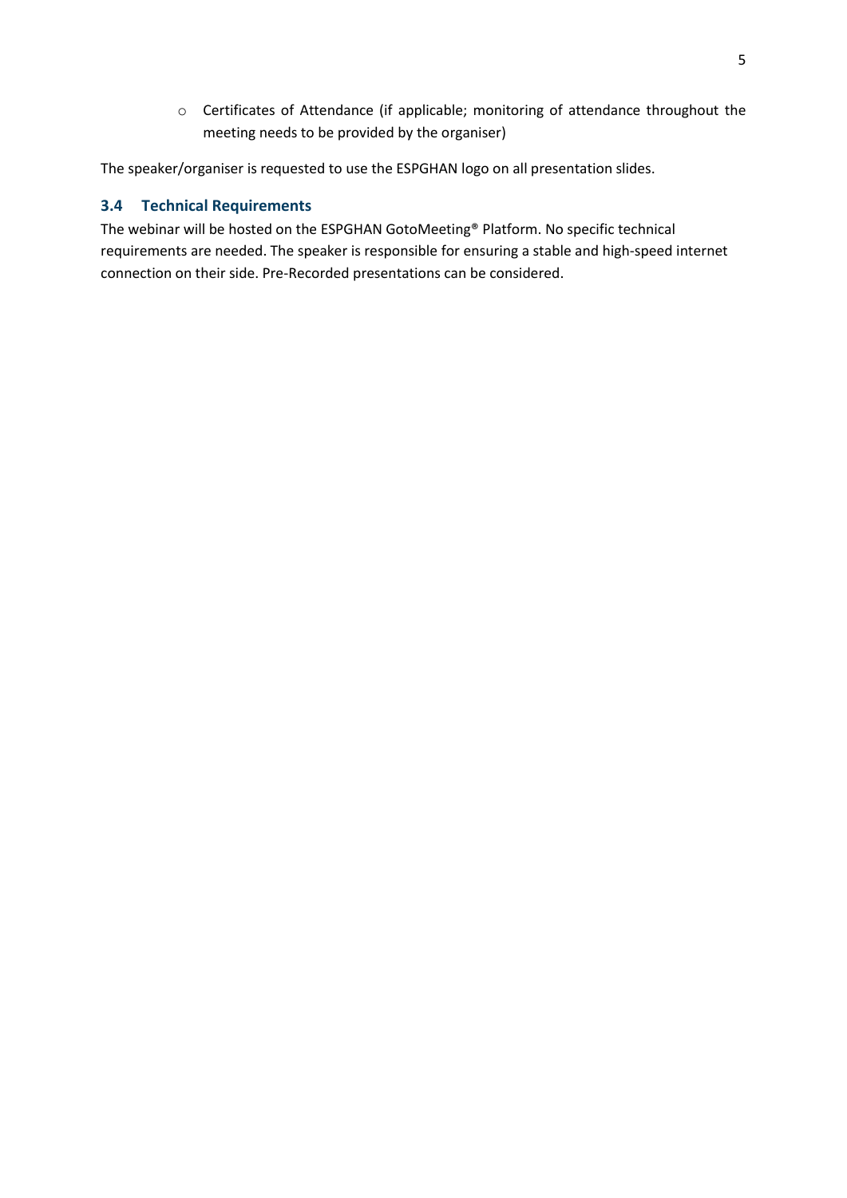- Certificates of Attendance (if applicable; monitoring of attendance throughout the meeting needs to be provided by the organiser)

The speaker/organiser is requested to use the ESPGHAN logo on all presentation slides.

### 3.4 Technical Requirements

The webinar will be hosted on the ESPGHAN GotoMeeting® Platform. No specific technical requirements are needed. The speaker is responsible for ensuring a stable and high-speed internet connection on their side. Pre-Recorded presentations can be considered.